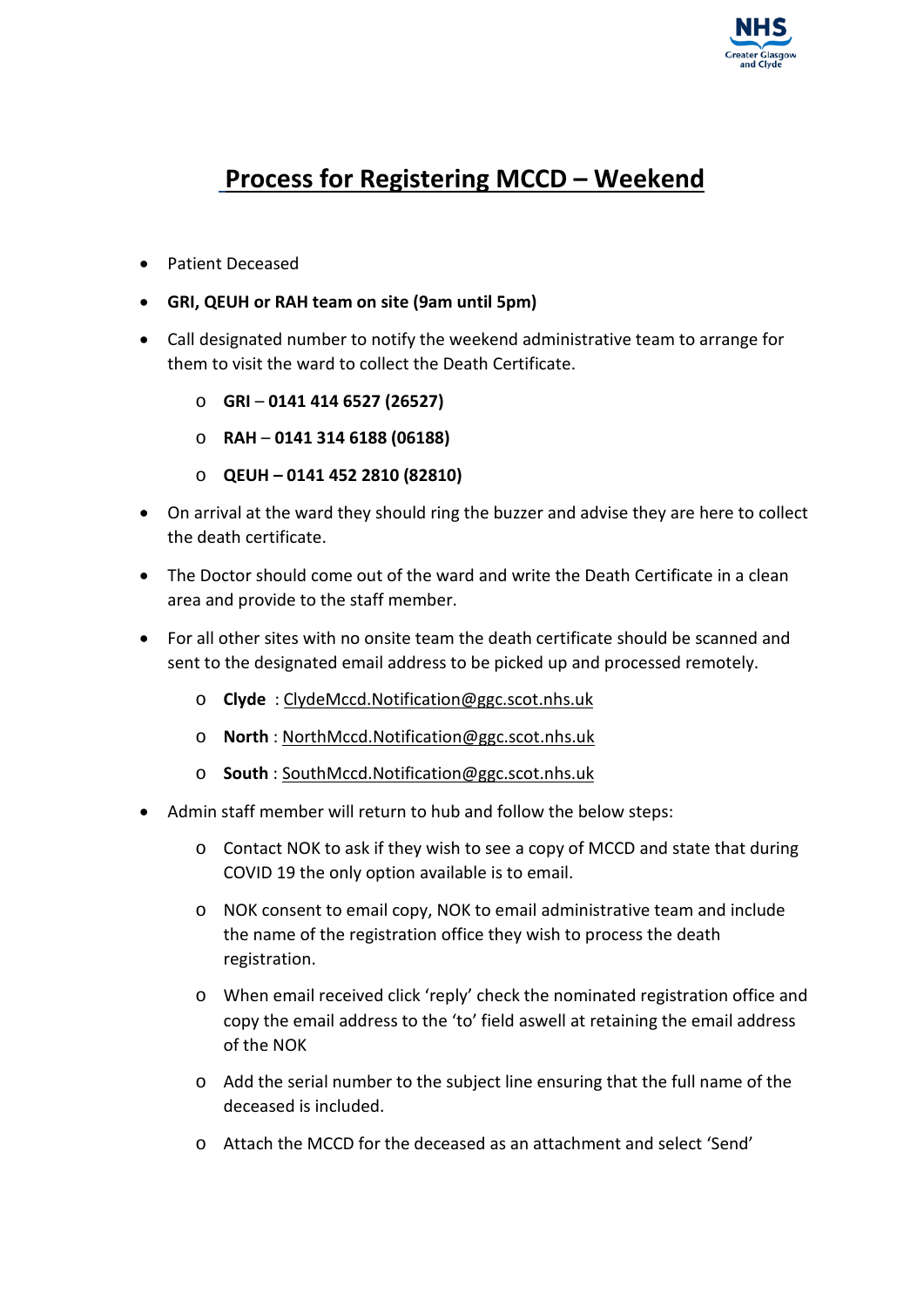# Process for Registering MCCD – Weekend

- Patient Deceased
- **GRI, QEUH or RAH team on site (9am until 5pm)**
- Call designated number to notify the weekend administrative team to arrange for them to visit the ward to collect the Death Certificate.
    - **GRI** – **0141 414 6527 (26527)**
    - **RAH** – **0141 314 6188 (06188)**
    - **QEUH – 0141 452 2810 (82810)**
- On arrival at the ward they should ring the buzzer and advise they are here to collect the death certificate.
- The Doctor should come out of the ward and write the Death Certificate in a clean area and provide to the staff member.
- For all other sites with no onsite team the death certificate should be scanned and sent to the designated email address to be picked up and processed remotely.
    - **Clyde** : ClydeMccd.Notification@ggc.scot.nhs.uk
    - **North** : NorthMccd.Notification@ggc.scot.nhs.uk
    - **South** : SouthMccd.Notification@ggc.scot.nhs.uk
- Admin staff member will return to hub and follow the below steps:
    - Contact NOK to ask if they wish to see a copy of MCCD and state that during COVID 19 the only option available is to email.
    - NOK consent to email copy, NOK to email administrative team and include the name of the registration office they wish to process the death registration.
    - When email received click 'reply' check the nominated registration office and copy the email address to the 'to' field aswell at retaining the email address of the NOK
    - Add the serial number to the subject line ensuring that the full name of the deceased is included.
    - Attach the MCCD for the deceased as an attachment and select 'Send'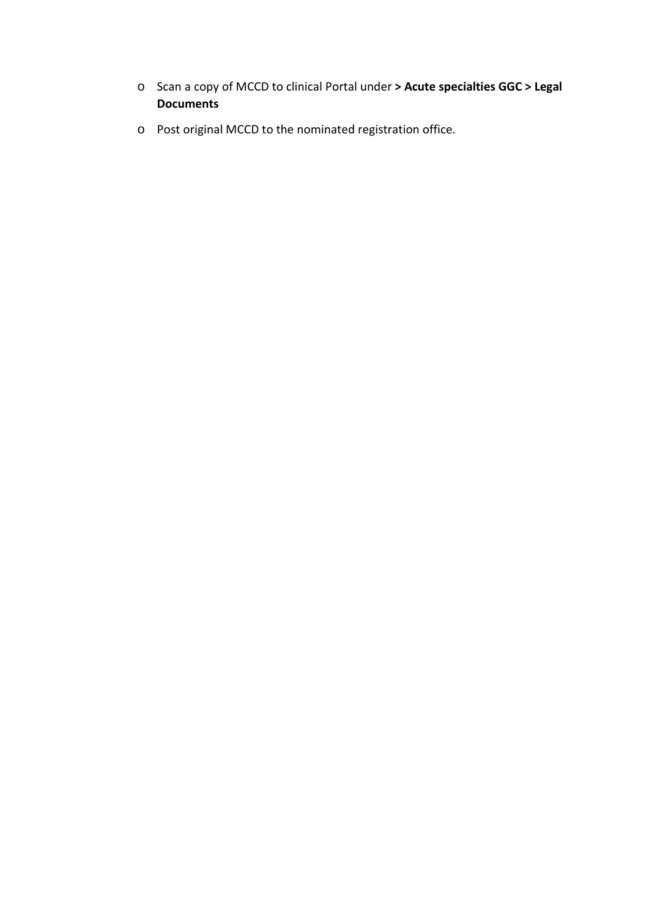- Scan a copy of MCCD to clinical Portal under **> Acute specialties GGC > Legal Documents**
- Post original MCCD to the nominated registration office.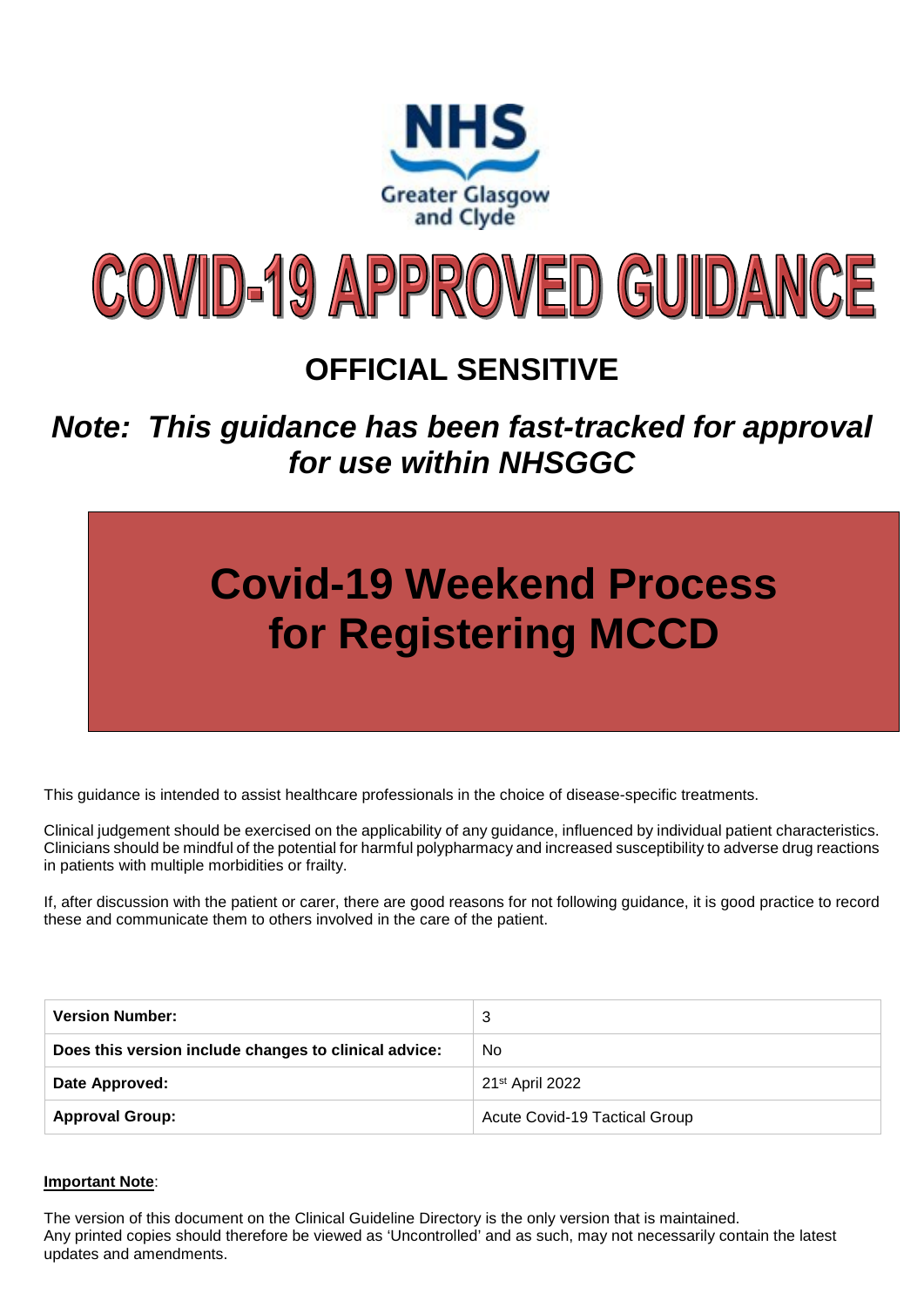NHS Greater Glasgow and Clyde

# COVID-19 APPROVED GUIDANCE

## OFFICIAL SENSITIVE

***Note: This guidance has been fast-tracked for approval for use within NHSGGC***

# Covid-19 Weekend Process for Registering MCCD

This guidance is intended to assist healthcare professionals in the choice of disease-specific treatments.

Clinical judgement should be exercised on the applicability of any guidance, influenced by individual patient characteristics. Clinicians should be mindful of the potential for harmful polypharmacy and increased susceptibility to adverse drug reactions in patients with multiple morbidities or frailty.

If, after discussion with the patient or carer, there are good reasons for not following guidance, it is good practice to record these and communicate them to others involved in the care of the patient.

| | |
|---|---|
| **Version Number:** | 3 |
| **Does this version include changes to clinical advice:** | No |
| **Date Approved:** | 21st April 2022 |
| **Approval Group:** | Acute Covid-19 Tactical Group |

**Important Note**:

The version of this document on the Clinical Guideline Directory is the only version that is maintained.
Any printed copies should therefore be viewed as 'Uncontrolled' and as such, may not necessarily contain the latest updates and amendments.